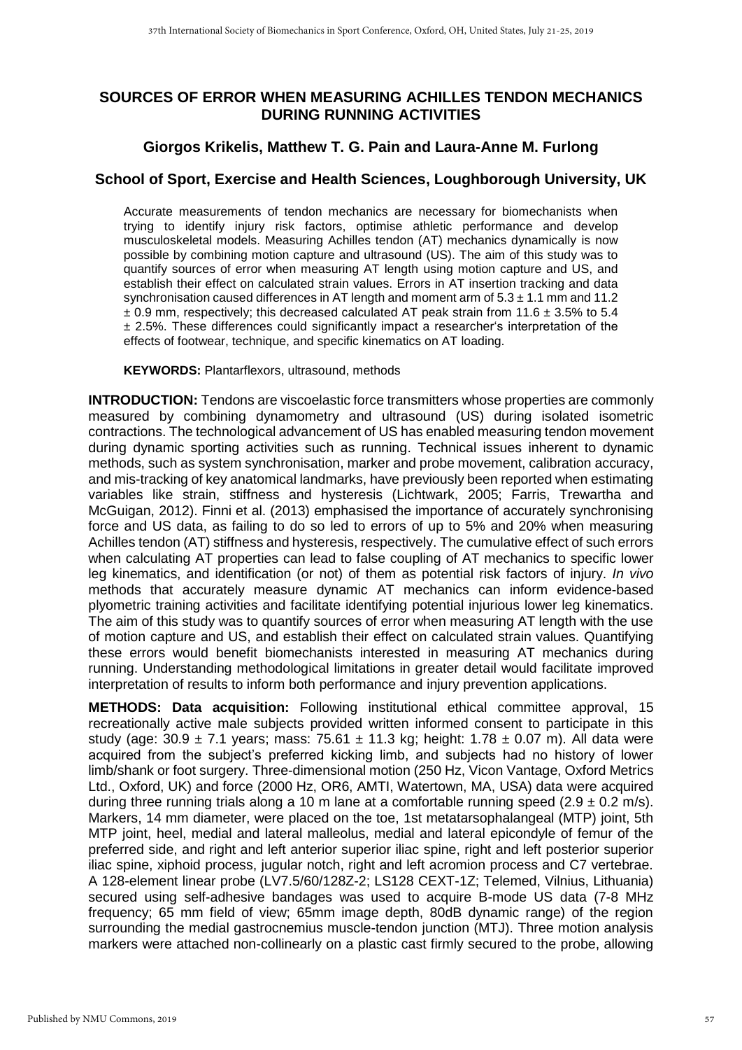# SOURCES OF ERROR WHEN MEASURING ACHILLES TENDON MECHANICS DURING RUNNING ACTIVITIES

### Giorgos Krikelis, Matthew T. G. Pain and Laura-Anne M. Furlong

### School of Sport, Exercise and Health Sciences, Loughborough University, UK

Accurate measurements of tendon mechanics are necessary for biomechanists when trying to identify injury risk factors, optimise athletic performance and develop musculoskeletal models. Measuring Achilles tendon (AT) mechanics dynamically is now possible by combining motion capture and ultrasound (US). The aim of this study was to quantify sources of error when measuring AT length using motion capture and US, and establish their effect on calculated strain values. Errors in AT insertion tracking and data synchronisation caused differences in AT length and moment arm of $5.3 \pm 1.1$ mm and $11.2 \pm 0.9$ mm, respectively; this decreased calculated AT peak strain from $11.6 \pm 3.5\%$ to $5.4 \pm 2.5\%$. These differences could significantly impact a researcher's interpretation of the effects of footwear, technique, and specific kinematics on AT loading.

**KEYWORDS:** Plantarflexors, ultrasound, methods

**INTRODUCTION:** Tendons are viscoelastic force transmitters whose properties are commonly measured by combining dynamometry and ultrasound (US) during isolated isometric contractions. The technological advancement of US has enabled measuring tendon movement during dynamic sporting activities such as running. Technical issues inherent to dynamic methods, such as system synchronisation, marker and probe movement, calibration accuracy, and mis-tracking of key anatomical landmarks, have previously been reported when estimating variables like strain, stiffness and hysteresis (Lichtwark, 2005; Farris, Trewartha and McGuigan, 2012). Finni et al. (2013) emphasised the importance of accurately synchronising force and US data, as failing to do so led to errors of up to 5% and 20% when measuring Achilles tendon (AT) stiffness and hysteresis, respectively. The cumulative effect of such errors when calculating AT properties can lead to false coupling of AT mechanics to specific lower leg kinematics, and identification (or not) of them as potential risk factors of injury. *In vivo* methods that accurately measure dynamic AT mechanics can inform evidence-based plyometric training activities and facilitate identifying potential injurious lower leg kinematics. The aim of this study was to quantify sources of error when measuring AT length with the use of motion capture and US, and establish their effect on calculated strain values. Quantifying these errors would benefit biomechanists interested in measuring AT mechanics during running. Understanding methodological limitations in greater detail would facilitate improved interpretation of results to inform both performance and injury prevention applications.

**METHODS: Data acquisition:** Following institutional ethical committee approval, 15 recreationally active male subjects provided written informed consent to participate in this study (age: $30.9 \pm 7.1$ years; mass: $75.61 \pm 11.3$ kg; height: $1.78 \pm 0.07$ m). All data were acquired from the subject's preferred kicking limb, and subjects had no history of lower limb/shank or foot surgery. Three-dimensional motion (250 Hz, Vicon Vantage, Oxford Metrics Ltd., Oxford, UK) and force (2000 Hz, OR6, AMTI, Watertown, MA, USA) data were acquired during three running trials along a 10 m lane at a comfortable running speed ($2.9 \pm 0.2$ m/s). Markers, 14 mm diameter, were placed on the toe, 1st metatarsophalangeal (MTP) joint, 5th MTP joint, heel, medial and lateral malleolus, medial and lateral epicondyle of femur of the preferred side, and right and left anterior superior iliac spine, right and left posterior superior iliac spine, xiphoid process, jugular notch, right and left acromion process and C7 vertebrae. A 128-element linear probe (LV7.5/60/128Z-2; LS128 CEXT-1Z; Telemed, Vilnius, Lithuania) secured using self-adhesive bandages was used to acquire B-mode US data (7-8 MHz frequency; 65 mm field of view; 65mm image depth, 80dB dynamic range) of the region surrounding the medial gastrocnemius muscle-tendon junction (MTJ). Three motion analysis markers were attached non-collinearly on a plastic cast firmly secured to the probe, allowing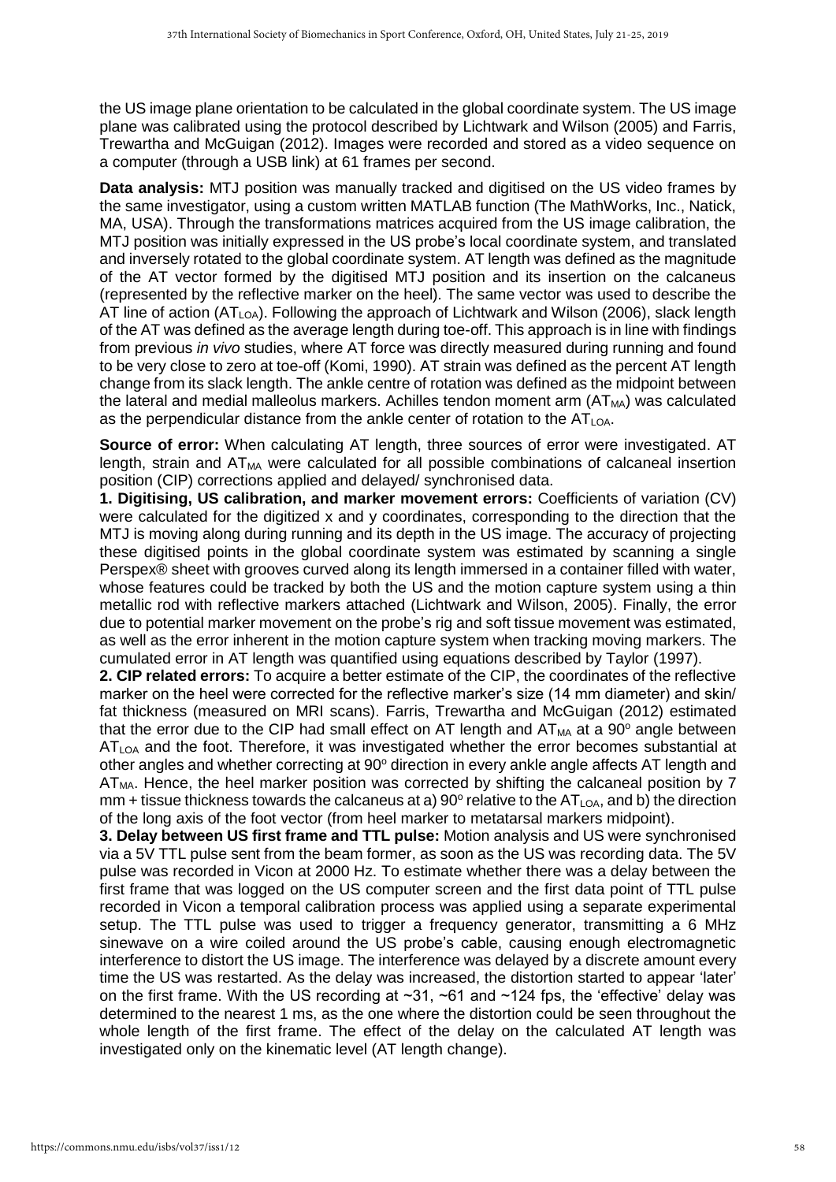the US image plane orientation to be calculated in the global coordinate system. The US image plane was calibrated using the protocol described by Lichtwark and Wilson (2005) and Farris, Trewartha and McGuigan (2012). Images were recorded and stored as a video sequence on a computer (through a USB link) at 61 frames per second.

**Data analysis:** MTJ position was manually tracked and digitised on the US video frames by the same investigator, using a custom written MATLAB function (The MathWorks, Inc., Natick, MA, USA). Through the transformations matrices acquired from the US image calibration, the MTJ position was initially expressed in the US probe's local coordinate system, and translated and inversely rotated to the global coordinate system. AT length was defined as the magnitude of the AT vector formed by the digitised MTJ position and its insertion on the calcaneus (represented by the reflective marker on the heel). The same vector was used to describe the AT line of action ($AT_{LOA}$). Following the approach of Lichtwark and Wilson (2006), slack length of the AT was defined as the average length during toe-off. This approach is in line with findings from previous *in vivo* studies, where AT force was directly measured during running and found to be very close to zero at toe-off (Komi, 1990). AT strain was defined as the percent AT length change from its slack length. The ankle centre of rotation was defined as the midpoint between the lateral and medial malleolus markers. Achilles tendon moment arm ($AT_{MA}$) was calculated as the perpendicular distance from the ankle center of rotation to the $AT_{LOA}$.

**Source of error:** When calculating AT length, three sources of error were investigated. AT length, strain and $AT_{MA}$ were calculated for all possible combinations of calcaneal insertion position (CIP) corrections applied and delayed/ synchronised data.

**1. Digitising, US calibration, and marker movement errors:** Coefficients of variation (CV) were calculated for the digitized x and y coordinates, corresponding to the direction that the MTJ is moving along during running and its depth in the US image. The accuracy of projecting these digitised points in the global coordinate system was estimated by scanning a single Perspex® sheet with grooves curved along its length immersed in a container filled with water, whose features could be tracked by both the US and the motion capture system using a thin metallic rod with reflective markers attached (Lichtwark and Wilson, 2005). Finally, the error due to potential marker movement on the probe's rig and soft tissue movement was estimated, as well as the error inherent in the motion capture system when tracking moving markers. The cumulated error in AT length was quantified using equations described by Taylor (1997).

**2. CIP related errors:** To acquire a better estimate of the CIP, the coordinates of the reflective marker on the heel were corrected for the reflective marker's size (14 mm diameter) and skin/ fat thickness (measured on MRI scans). Farris, Trewartha and McGuigan (2012) estimated that the error due to the CIP had small effect on AT length and $AT_{MA}$ at a 90° angle between $AT_{LOA}$ and the foot. Therefore, it was investigated whether the error becomes substantial at other angles and whether correcting at 90° direction in every ankle angle affects AT length and $AT_{MA}$. Hence, the heel marker position was corrected by shifting the calcaneal position by 7 mm + tissue thickness towards the calcaneus at a) 90° relative to the $AT_{LOA}$, and b) the direction of the long axis of the foot vector (from heel marker to metatarsal markers midpoint).

**3. Delay between US first frame and TTL pulse:** Motion analysis and US were synchronised via a 5V TTL pulse sent from the beam former, as soon as the US was recording data. The 5V pulse was recorded in Vicon at 2000 Hz. To estimate whether there was a delay between the first frame that was logged on the US computer screen and the first data point of TTL pulse recorded in Vicon a temporal calibration process was applied using a separate experimental setup. The TTL pulse was used to trigger a frequency generator, transmitting a 6 MHz sinewave on a wire coiled around the US probe's cable, causing enough electromagnetic interference to distort the US image. The interference was delayed by a discrete amount every time the US was restarted. As the delay was increased, the distortion started to appear 'later' on the first frame. With the US recording at ~31, ~61 and ~124 fps, the 'effective' delay was determined to the nearest 1 ms, as the one where the distortion could be seen throughout the whole length of the first frame. The effect of the delay on the calculated AT length was investigated only on the kinematic level (AT length change).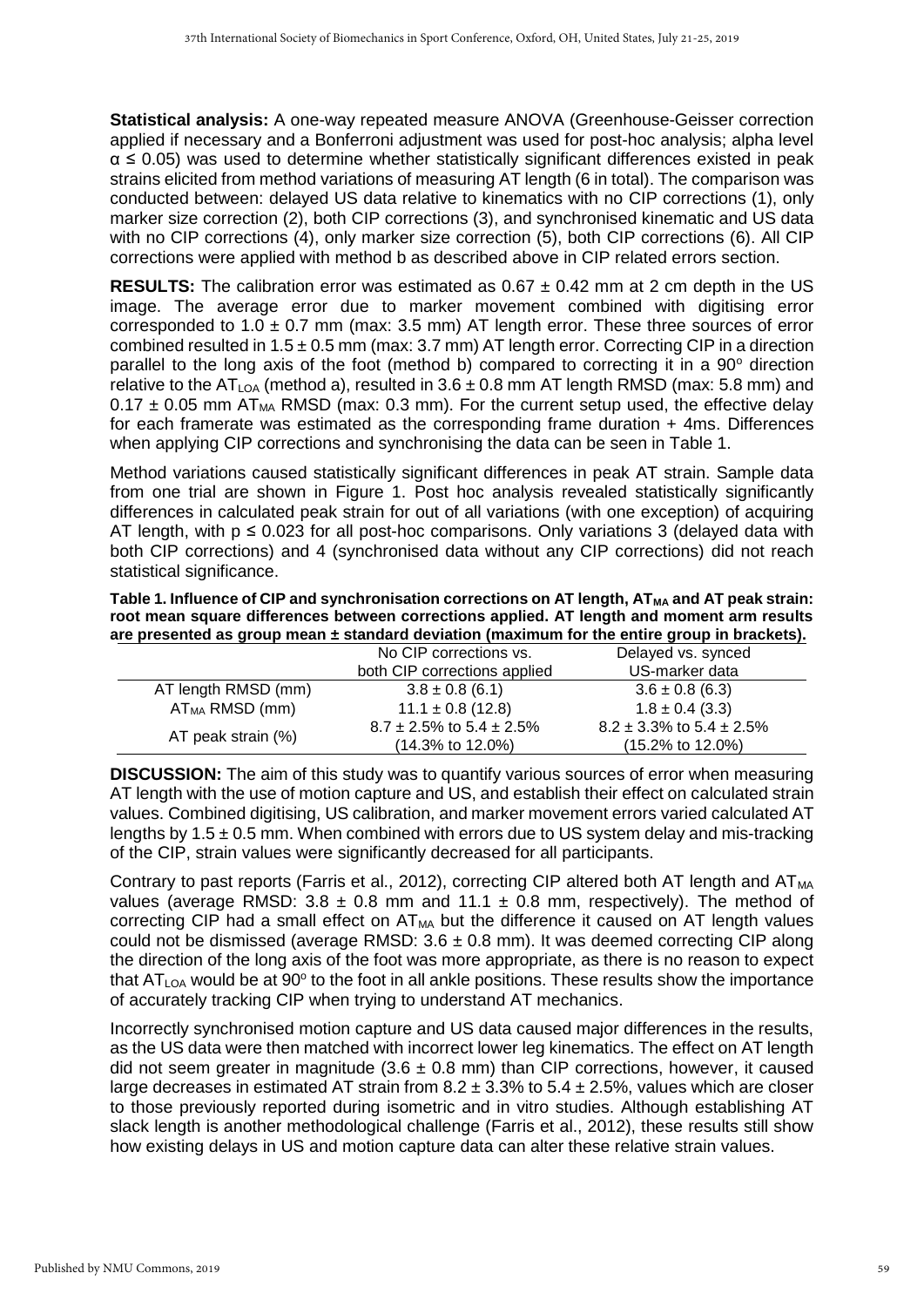**Statistical analysis:** A one-way repeated measure ANOVA (Greenhouse-Geisser correction applied if necessary and a Bonferroni adjustment was used for post-hoc analysis; alpha level $\alpha \leq 0.05$) was used to determine whether statistically significant differences existed in peak strains elicited from method variations of measuring AT length (6 in total). The comparison was conducted between: delayed US data relative to kinematics with no CIP corrections (1), only marker size correction (2), both CIP corrections (3), and synchronised kinematic and US data with no CIP corrections (4), only marker size correction (5), both CIP corrections (6). All CIP corrections were applied with method b as described above in CIP related errors section.

**RESULTS:** The calibration error was estimated as 0.67 ± 0.42 mm at 2 cm depth in the US image. The average error due to marker movement combined with digitising error corresponded to 1.0 ± 0.7 mm (max: 3.5 mm) AT length error. These three sources of error combined resulted in 1.5 ± 0.5 mm (max: 3.7 mm) AT length error. Correcting CIP in a direction parallel to the long axis of the foot (method b) compared to correcting it in a 90° direction relative to the $AT_{LOA}$ (method a), resulted in 3.6 ± 0.8 mm AT length RMSD (max: 5.8 mm) and 0.17 ± 0.05 mm $AT_{MA}$ RMSD (max: 0.3 mm). For the current setup used, the effective delay for each framerate was estimated as the corresponding frame duration + 4ms. Differences when applying CIP corrections and synchronising the data can be seen in Table 1.

Method variations caused statistically significant differences in peak AT strain. Sample data from one trial are shown in Figure 1. Post hoc analysis revealed statistically significantly differences in calculated peak strain for out of all variations (with one exception) of acquiring AT length, with $p \leq 0.023$ for all post-hoc comparisons. Only variations 3 (delayed data with both CIP corrections) and 4 (synchronised data without any CIP corrections) did not reach statistical significance.

**Table 1. Influence of CIP and synchronisation corrections on AT length, $AT_{MA}$ and AT peak strain: root mean square differences between corrections applied. AT length and moment arm results are presented as group mean ± standard deviation (maximum for the entire group in brackets).**

| | No CIP corrections vs. both CIP corrections applied | Delayed vs. synced US-marker data |
|---|---|---|
| AT length RMSD (mm) | 3.8 ± 0.8 (6.1) | 3.6 ± 0.8 (6.3) |
| $AT_{MA}$ RMSD (mm) | 11.1 ± 0.8 (12.8) | 1.8 ± 0.4 (3.3) |
| AT peak strain (%) | 8.7 ± 2.5% to 5.4 ± 2.5% (14.3% to 12.0%) | 8.2 ± 3.3% to 5.4 ± 2.5% (15.2% to 12.0%) |

**DISCUSSION:** The aim of this study was to quantify various sources of error when measuring AT length with the use of motion capture and US, and establish their effect on calculated strain values. Combined digitising, US calibration, and marker movement errors varied calculated AT lengths by 1.5 ± 0.5 mm. When combined with errors due to US system delay and mis-tracking of the CIP, strain values were significantly decreased for all participants.

Contrary to past reports (Farris et al., 2012), correcting CIP altered both AT length and $AT_{MA}$ values (average RMSD: 3.8 ± 0.8 mm and 11.1 ± 0.8 mm, respectively). The method of correcting CIP had a small effect on $AT_{MA}$ but the difference it caused on AT length values could not be dismissed (average RMSD: 3.6 ± 0.8 mm). It was deemed correcting CIP along the direction of the long axis of the foot was more appropriate, as there is no reason to expect that $AT_{LOA}$ would be at 90° to the foot in all ankle positions. These results show the importance of accurately tracking CIP when trying to understand AT mechanics.

Incorrectly synchronised motion capture and US data caused major differences in the results, as the US data were then matched with incorrect lower leg kinematics. The effect on AT length did not seem greater in magnitude (3.6 ± 0.8 mm) than CIP corrections, however, it caused large decreases in estimated AT strain from 8.2 ± 3.3% to 5.4 ± 2.5%, values which are closer to those previously reported during isometric and in vitro studies. Although establishing AT slack length is another methodological challenge (Farris et al., 2012), these results still show how existing delays in US and motion capture data can alter these relative strain values.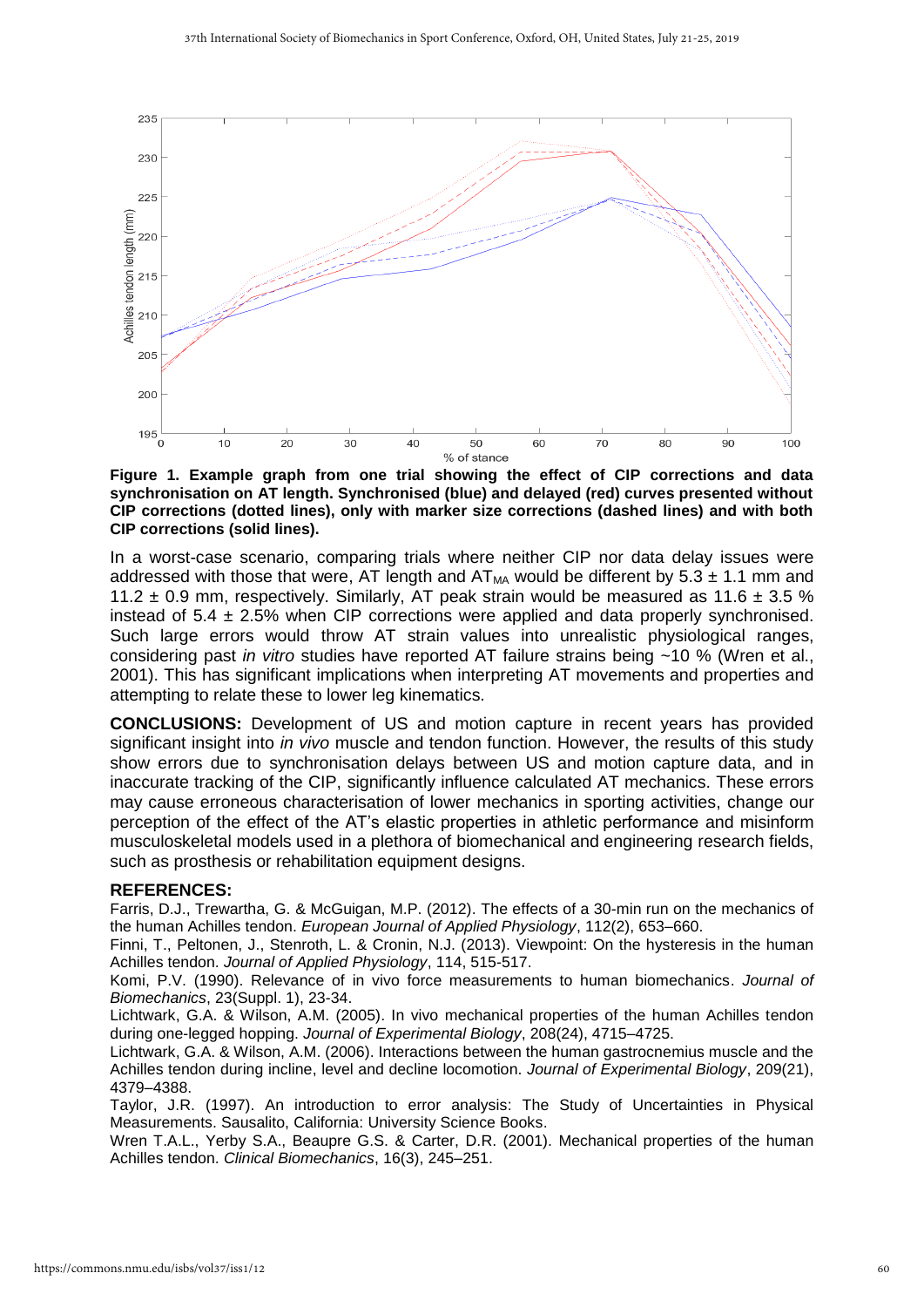235
230
225
220
215
210
205
200
195

0 10 20 30 40 50 60 70 80 90 100

Achilles tendon length (mm)

% of stance

**Figure 1. Example graph from one trial showing the effect of CIP corrections and data synchronisation on AT length. Synchronised (blue) and delayed (red) curves presented without CIP corrections (dotted lines), only with marker size corrections (dashed lines) and with both CIP corrections (solid lines).**

In a worst-case scenario, comparing trials where neither CIP nor data delay issues were addressed with those that were, AT length and $AT_{MA}$ would be different by 5.3 ± 1.1 mm and 11.2 ± 0.9 mm, respectively. Similarly, AT peak strain would be measured as 11.6 ± 3.5 % instead of 5.4 ± 2.5% when CIP corrections were applied and data properly synchronised. Such large errors would throw AT strain values into unrealistic physiological ranges, considering past *in vitro* studies have reported AT failure strains being ~10 % (Wren et al., 2001). This has significant implications when interpreting AT movements and properties and attempting to relate these to lower leg kinematics.

**CONCLUSIONS:** Development of US and motion capture in recent years has provided significant insight into *in vivo* muscle and tendon function. However, the results of this study show errors due to synchronisation delays between US and motion capture data, and in inaccurate tracking of the CIP, significantly influence calculated AT mechanics. These errors may cause erroneous characterisation of lower mechanics in sporting activities, change our perception of the effect of the AT's elastic properties in athletic performance and misinform musculoskeletal models used in a plethora of biomechanical and engineering research fields, such as prosthesis or rehabilitation equipment designs.

## REFERENCES:

Farris, D.J., Trewartha, G. & McGuigan, M.P. (2012). The effects of a 30-min run on the mechanics of the human Achilles tendon. *European Journal of Applied Physiology*, 112(2), 653–660.

Finni, T., Peltonen, J., Stenroth, L. & Cronin, N.J. (2013). Viewpoint: On the hysteresis in the human Achilles tendon. *Journal of Applied Physiology*, 114, 515-517.

Komi, P.V. (1990). Relevance of in vivo force measurements to human biomechanics. *Journal of Biomechanics*, 23(Suppl. 1), 23-34.

Lichtwark, G.A. & Wilson, A.M. (2005). In vivo mechanical properties of the human Achilles tendon during one-legged hopping. *Journal of Experimental Biology*, 208(24), 4715–4725.

Lichtwark, G.A. & Wilson, A.M. (2006). Interactions between the human gastrocnemius muscle and the Achilles tendon during incline, level and decline locomotion. *Journal of Experimental Biology*, 209(21), 4379–4388.

Taylor, J.R. (1997). An introduction to error analysis: The Study of Uncertainties in Physical Measurements. Sausalito, California: University Science Books.

Wren T.A.L., Yerby S.A., Beaupre G.S. & Carter, D.R. (2001). Mechanical properties of the human Achilles tendon. *Clinical Biomechanics*, 16(3), 245–251.